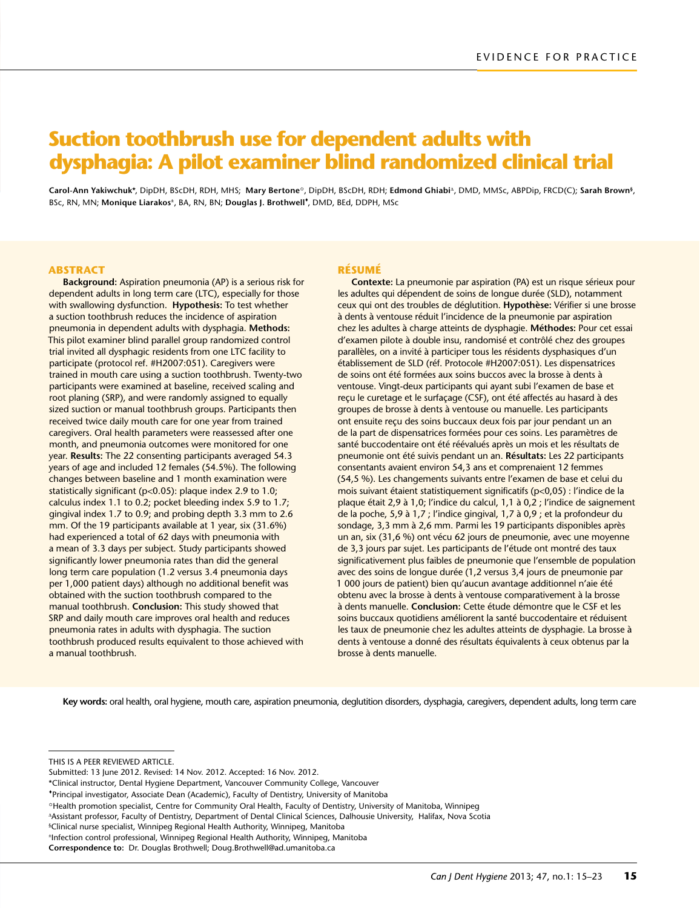# Suction toothbrush use for dependent adults with dysphagia: A pilot examiner blind randomized clinical trial

**Carol-Ann Yakiwchuk***, DipDH, BScDH, RDH, MHS; **Mary Bertone**○, DipDH, BScDH, RDH; **Edmond Ghiabi**△, DMD, MMSc, ABPDip, FRCD(C); **Sarah Brown**§, BSc, RN, MN; **Monique Liarakos**±, BA, RN, BN; **Douglas J. Brothwell**♦, DMD, BEd, DDPH, MSc

## ABSTRACT

**Background:** Aspiration pneumonia (AP) is a serious risk for dependent adults in long term care (LTC), especially for those with swallowing dysfunction. **Hypothesis:** To test whether a suction toothbrush reduces the incidence of aspiration pneumonia in dependent adults with dysphagia. **Methods:** This pilot examiner blind parallel group randomized control trial invited all dysphagic residents from one LTC facility to participate (protocol ref. #H2007:051). Caregivers were trained in mouth care using a suction toothbrush. Twenty-two participants were examined at baseline, received scaling and root planing (SRP), and were randomly assigned to equally sized suction or manual toothbrush groups. Participants then received twice daily mouth care for one year from trained caregivers. Oral health parameters were reassessed after one month, and pneumonia outcomes were monitored for one year. **Results:** The 22 consenting participants averaged 54.3 years of age and included 12 females (54.5%). The following changes between baseline and 1 month examination were statistically significant ($p<0.05$): plaque index 2.9 to 1.0; calculus index 1.1 to 0.2; pocket bleeding index 5.9 to 1.7; gingival index 1.7 to 0.9; and probing depth 3.3 mm to 2.6 mm. Of the 19 participants available at 1 year, six (31.6%) had experienced a total of 62 days with pneumonia with a mean of 3.3 days per subject. Study participants showed significantly lower pneumonia rates than did the general long term care population (1.2 versus 3.4 pneumonia days per 1,000 patient days) although no additional benefit was obtained with the suction toothbrush compared to the manual toothbrush. **Conclusion:** This study showed that SRP and daily mouth care improves oral health and reduces pneumonia rates in adults with dysphagia. The suction toothbrush produced results equivalent to those achieved with a manual toothbrush.

## RÉSUMÉ

**Contexte:** La pneumonie par aspiration (PA) est un risque sérieux pour les adultes qui dépendent de soins de longue durée (SLD), notamment ceux qui ont des troubles de déglutition. **Hypothèse:** Vérifier si une brosse à dents à ventouse réduit l'incidence de la pneumonie par aspiration chez les adultes à charge atteints de dysphagie. **Méthodes:** Pour cet essai d'examen pilote à double insu, randomisé et contrôlé chez des groupes parallèles, on a invité à participer tous les résidents dysphasiques d'un établissement de SLD (réf. Protocole #H2007:051). Les dispensatrices de soins ont été formées aux soins buccos avec la brosse à dents à ventouse. Vingt-deux participants qui ayant subi l'examen de base et reçu le curetage et le surfaçage (CSF), ont été affectés au hasard à des groupes de brosse à dents à ventouse ou manuelle. Les participants ont ensuite reçu des soins buccaux deux fois par jour pendant un an de la part de dispensatrices formées pour ces soins. Les paramètres de santé buccodentaire ont été réévalués après un mois et les résultats de pneumonie ont été suivis pendant un an. **Résultats:** Les 22 participants consentants avaient environ 54,3 ans et comprenaient 12 femmes (54,5 %). Les changements suivants entre l'examen de base et celui du mois suivant étaient statistiquement significatifs ($p<0,05$) : l'indice de la plaque était 2,9 à 1,0; l'indice du calcul, 1,1 à 0,2 ; l'indice de saignement de la poche, 5,9 à 1,7 ; l'indice gingival, 1,7 à 0,9 ; et la profondeur du sondage, 3,3 mm à 2,6 mm. Parmi les 19 participants disponibles après un an, six (31,6 %) ont vécu 62 jours de pneumonie, avec une moyenne de 3,3 jours par sujet. Les participants de l'étude ont montré des taux significativement plus faibles de pneumonie que l'ensemble de population avec des soins de longue durée (1,2 versus 3,4 jours de pneumonie par 1 000 jours de patient) bien qu'aucun avantage additionnel n'aie été obtenu avec la brosse à dents à ventouse comparativement à la brosse à dents manuelle. **Conclusion:** Cette étude démontre que le CSF et les soins buccaux quotidiens améliorent la santé buccodentaire et réduisent les taux de pneumonie chez les adultes atteints de dysphagie. La brosse à dents à ventouse a donné des résultats équivalents à ceux obtenus par la brosse à dents manuelle.

**Key words:** oral health, oral hygiene, mouth care, aspiration pneumonia, deglutition disorders, dysphagia, caregivers, dependent adults, long term care

---

THIS IS A PEER REVIEWED ARTICLE.

Submitted: 13 June 2012. Revised: 14 Nov. 2012. Accepted: 16 Nov. 2012.

*Clinical instructor, Dental Hygiene Department, Vancouver Community College, Vancouver

♦Principal investigator, Associate Dean (Academic), Faculty of Dentistry, University of Manitoba

○Health promotion specialist, Centre for Community Oral Health, Faculty of Dentistry, University of Manitoba, Winnipeg

△Assistant professor, Faculty of Dentistry, Department of Dental Clinical Sciences, Dalhousie University, Halifax, Nova Scotia

§Clinical nurse specialist, Winnipeg Regional Health Authority, Winnipeg, Manitoba

±Infection control professional, Winnipeg Regional Health Authority, Winnipeg, Manitoba

**Correspondence to:** Dr. Douglas Brothwell; Doug.Brothwell@ad.umanitoba.ca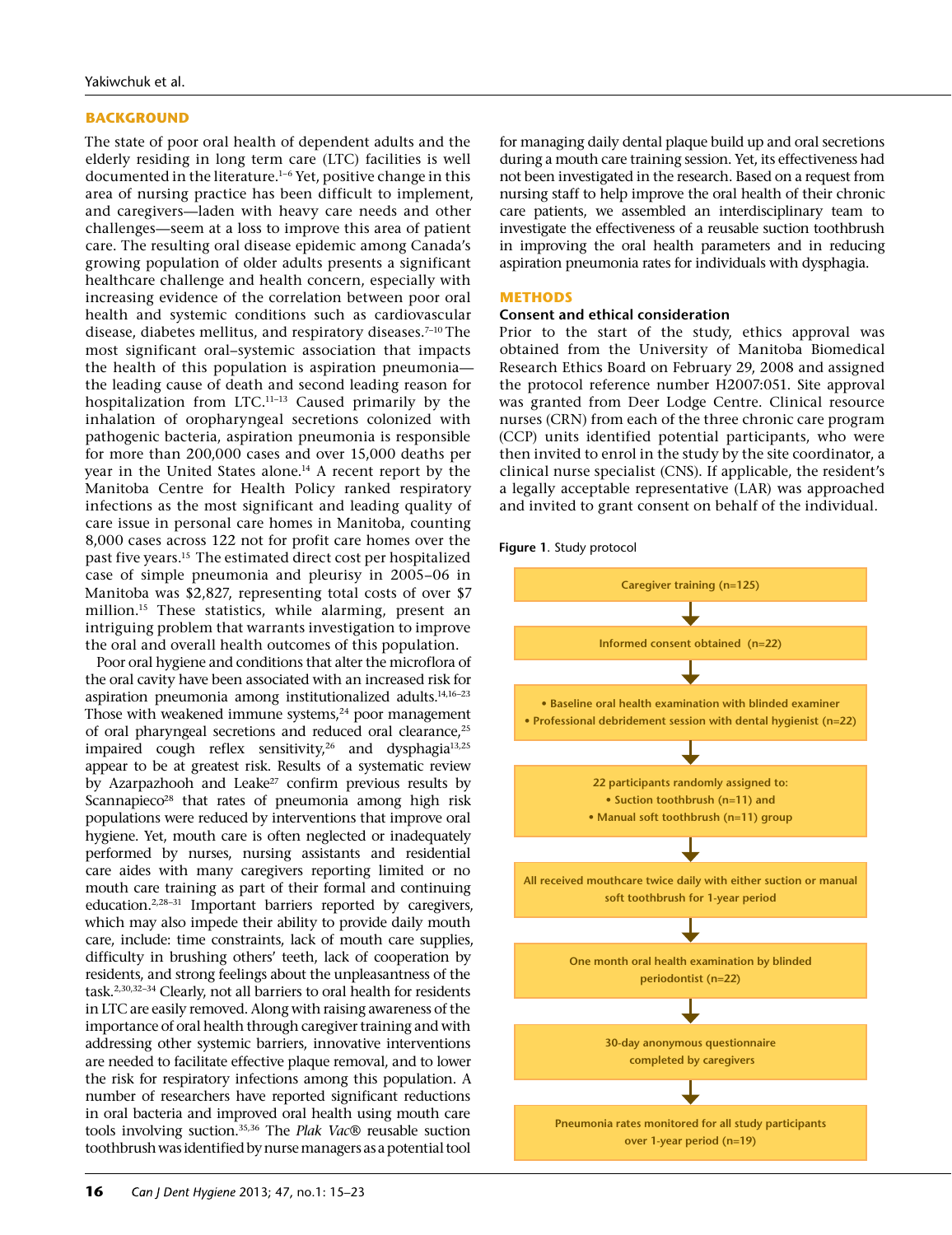## BACKGROUND

The state of poor oral health of dependent adults and the elderly residing in long term care (LTC) facilities is well documented in the literature.[1–6] Yet, positive change in this area of nursing practice has been difficult to implement, and caregivers—laden with heavy care needs and other challenges—seem at a loss to improve this area of patient care. The resulting oral disease epidemic among Canada's growing population of older adults presents a significant healthcare challenge and health concern, especially with increasing evidence of the correlation between poor oral health and systemic conditions such as cardiovascular disease, diabetes mellitus, and respiratory diseases.[7–10] The most significant oral–systemic association that impacts the health of this population is aspiration pneumonia—the leading cause of death and second leading reason for hospitalization from LTC.[11–13] Caused primarily by the inhalation of oropharyngeal secretions colonized with pathogenic bacteria, aspiration pneumonia is responsible for more than 200,000 cases and over 15,000 deaths per year in the United States alone.[14] A recent report by the Manitoba Centre for Health Policy ranked respiratory infections as the most significant and leading quality of care issue in personal care homes in Manitoba, counting 8,000 cases across 122 not for profit care homes over the past five years.[15] The estimated direct cost per hospitalized case of simple pneumonia and pleurisy in 2005–06 in Manitoba was $2,827, representing total costs of over $7 million.[15] These statistics, while alarming, present an intriguing problem that warrants investigation to improve the oral and overall health outcomes of this population.

Poor oral hygiene and conditions that alter the microflora of the oral cavity have been associated with an increased risk for aspiration pneumonia among institutionalized adults.[14,16–23] Those with weakened immune systems,[24] poor management of oral pharyngeal secretions and reduced oral clearance,[25] impaired cough reflex sensitivity,[26] and dysphagia[13,25] appear to be at greatest risk. Results of a systematic review by Azarpazhooh and Leake[27] confirm previous results by Scannapieco[28] that rates of pneumonia among high risk populations were reduced by interventions that improve oral hygiene. Yet, mouth care is often neglected or inadequately performed by nurses, nursing assistants and residential care aides with many caregivers reporting limited or no mouth care training as part of their formal and continuing education.[2,28–31] Important barriers reported by caregivers, which may also impede their ability to provide daily mouth care, include: time constraints, lack of mouth care supplies, difficulty in brushing others' teeth, lack of cooperation by residents, and strong feelings about the unpleasantness of the task.[2,30,32–34] Clearly, not all barriers to oral health for residents in LTC are easily removed. Along with raising awareness of the importance of oral health through caregiver training and with addressing other systemic barriers, innovative interventions are needed to facilitate effective plaque removal, and to lower the risk for respiratory infections among this population. A number of researchers have reported significant reductions in oral bacteria and improved oral health using mouth care tools involving suction.[35,36] The *Plak Vac*® reusable suction toothbrush was identified by nurse managers as a potential tool for managing daily dental plaque build up and oral secretions during a mouth care training session. Yet, its effectiveness had not been investigated in the research. Based on a request from nursing staff to help improve the oral health of their chronic care patients, we assembled an interdisciplinary team to investigate the effectiveness of a reusable suction toothbrush in improving the oral health parameters and in reducing aspiration pneumonia rates for individuals with dysphagia.

## METHODS

### Consent and ethical consideration

Prior to the start of the study, ethics approval was obtained from the University of Manitoba Biomedical Research Ethics Board on February 29, 2008 and assigned the protocol reference number H2007:051. Site approval was granted from Deer Lodge Centre. Clinical resource nurses (CRN) from each of the three chronic care program (CCP) units identified potential participants, who were then invited to enrol in the study by the site coordinator, a clinical nurse specialist (CNS). If applicable, the resident's a legally acceptable representative (LAR) was approached and invited to grant consent on behalf of the individual.

**Figure 1.** Study protocol

Caregiver training (n=125)
↓
Informed consent obtained (n=22)
↓
- Baseline oral health examination with blinded examiner
- Professional debridement session with dental hygienist (n=22)

↓
22 participants randomly assigned to:
- Suction toothbrush (n=11) and
- Manual soft toothbrush (n=11) group

↓
All received mouthcare twice daily with either suction or manual soft toothbrush for 1-year period
↓
One month oral health examination by blinded periodontist (n=22)
↓
30-day anonymous questionnaire completed by caregivers
↓
Pneumonia rates monitored for all study participants over 1-year period (n=19)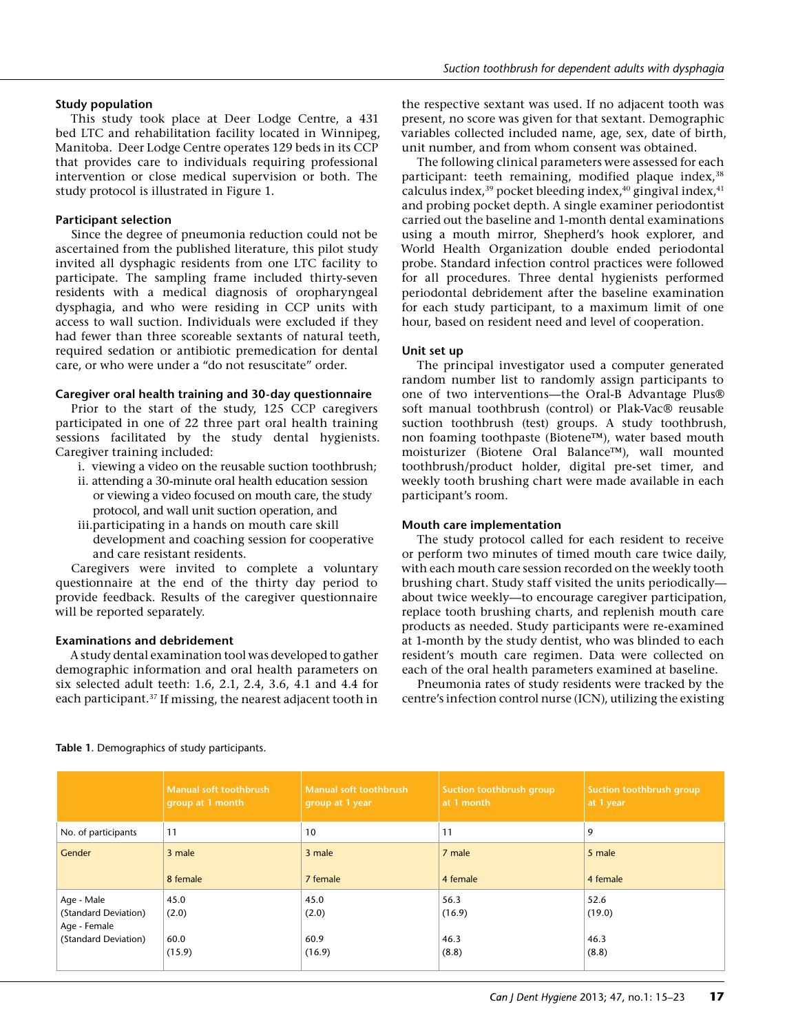### Study population

This study took place at Deer Lodge Centre, a 431 bed LTC and rehabilitation facility located in Winnipeg, Manitoba. Deer Lodge Centre operates 129 beds in its CCP that provides care to individuals requiring professional intervention or close medical supervision or both. The study protocol is illustrated in Figure 1.

### Participant selection

Since the degree of pneumonia reduction could not be ascertained from the published literature, this pilot study invited all dysphagic residents from one LTC facility to participate. The sampling frame included thirty-seven residents with a medical diagnosis of oropharyngeal dysphagia, and who were residing in CCP units with access to wall suction. Individuals were excluded if they had fewer than three scoreable sextants of natural teeth, required sedation or antibiotic premedication for dental care, or who were under a "do not resuscitate" order.

### Caregiver oral health training and 30-day questionnaire

Prior to the start of the study, 125 CCP caregivers participated in one of 22 three part oral health training sessions facilitated by the study dental hygienists. Caregiver training included:

i. viewing a video on the reusable suction toothbrush;
ii. attending a 30-minute oral health education session or viewing a video focused on mouth care, the study protocol, and wall unit suction operation, and
iii. participating in a hands on mouth care skill development and coaching session for cooperative and care resistant residents.

Caregivers were invited to complete a voluntary questionnaire at the end of the thirty day period to provide feedback. Results of the caregiver questionnaire will be reported separately.

### Examinations and debridement

A study dental examination tool was developed to gather demographic information and oral health parameters on six selected adult teeth: 1.6, 2.1, 2.4, 3.6, 4.1 and 4.4 for each participant.[37] If missing, the nearest adjacent tooth in the respective sextant was used. If no adjacent tooth was present, no score was given for that sextant. Demographic variables collected included name, age, sex, date of birth, unit number, and from whom consent was obtained.

The following clinical parameters were assessed for each participant: teeth remaining, modified plaque index,[38] calculus index,[39] pocket bleeding index,[40] gingival index,[41] and probing pocket depth. A single examiner periodontist carried out the baseline and 1-month dental examinations using a mouth mirror, Shepherd's hook explorer, and World Health Organization double ended periodontal probe. Standard infection control practices were followed for all procedures. Three dental hygienists performed periodontal debridement after the baseline examination for each study participant, to a maximum limit of one hour, based on resident need and level of cooperation.

### Unit set up

The principal investigator used a computer generated random number list to randomly assign participants to one of two interventions—the Oral-B Advantage Plus® soft manual toothbrush (control) or Plak-Vac® reusable suction toothbrush (test) groups. A study toothbrush, non foaming toothpaste (Biotene™), water based mouth moisturizer (Biotene Oral Balance™), wall mounted toothbrush/product holder, digital pre-set timer, and weekly tooth brushing chart were made available in each participant's room.

### Mouth care implementation

The study protocol called for each resident to receive or perform two minutes of timed mouth care twice daily, with each mouth care session recorded on the weekly tooth brushing chart. Study staff visited the units periodically—about twice weekly—to encourage caregiver participation, replace tooth brushing charts, and replenish mouth care products as needed. Study participants were re-examined at 1-month by the study dentist, who was blinded to each resident's mouth care regimen. Data were collected on each of the oral health parameters examined at baseline.

Pneumonia rates of study residents were tracked by the centre's infection control nurse (ICN), utilizing the existing

**Table 1**. Demographics of study participants.

| | Manual soft toothbrush group at 1 month | Manual soft toothbrush group at 1 year | Suction toothbrush group at 1 month | Suction toothbrush group at 1 year |
|---|---|---|---|---|
| No. of participants | 11 | 10 | 11 | 9 |
| Gender | 3 male<br>8 female | 3 male<br>7 female | 7 male<br>4 female | 5 male<br>4 female |
| Age - Male (Standard Deviation) | 45.0 (2.0) | 45.0 (2.0) | 56.3 (16.9) | 52.6 (19.0) |
| Age - Female (Standard Deviation) | 60.0 (15.9) | 60.9 (16.9) | 46.3 (8.8) | 46.3 (8.8) |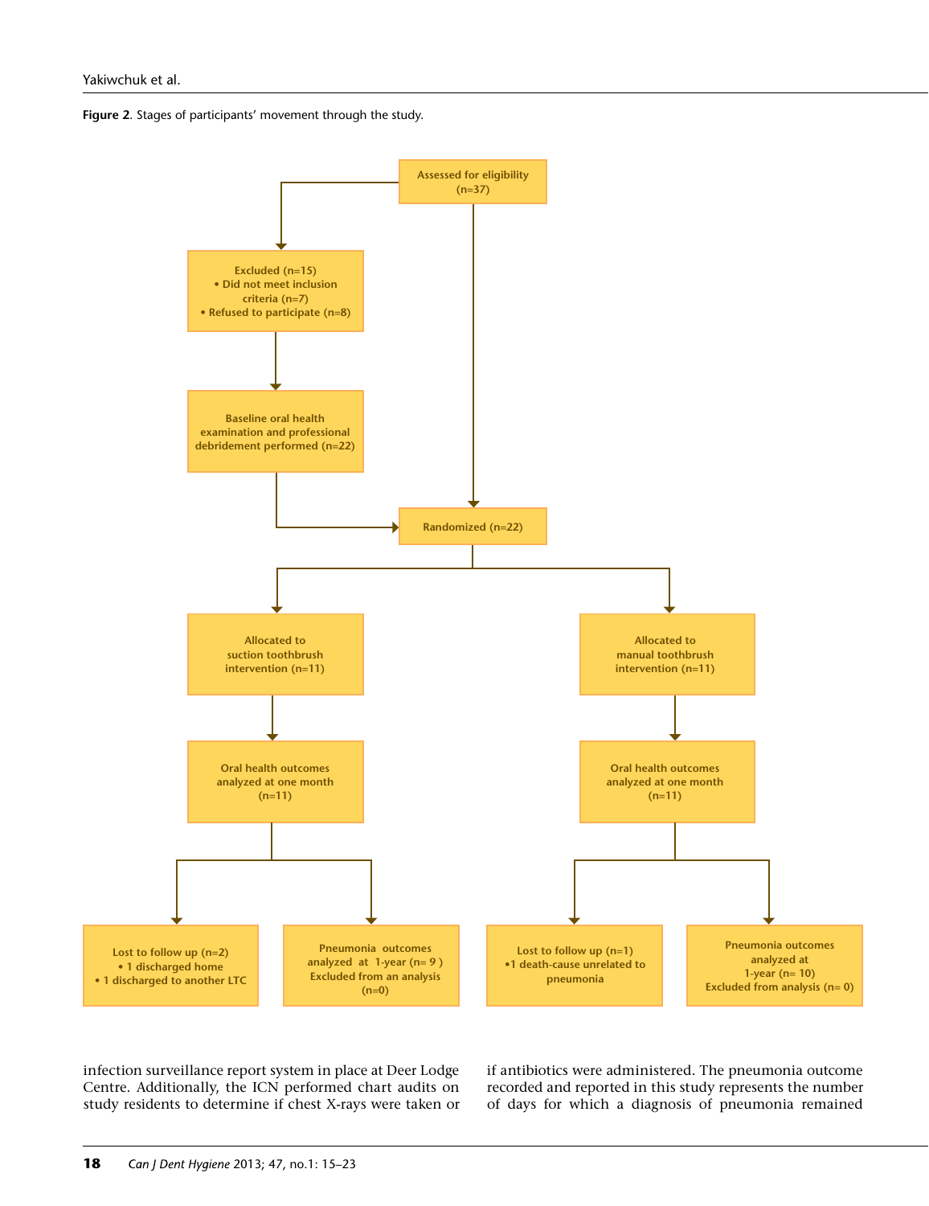**Figure 2**. Stages of participants' movement through the study.

Assessed for eligibility (n=37)

Excluded (n=15)
- Did not meet inclusion criteria (n=7)
- Refused to participate (n=8)

Baseline oral health examination and professional debridement performed (n=22)

Randomized (n=22)

Allocated to suction toothbrush intervention (n=11)

Allocated to manual toothbrush intervention (n=11)

Oral health outcomes analyzed at one month (n=11)

Oral health outcomes analyzed at one month (n=11)

Lost to follow up (n=2)
- 1 discharged home
- 1 discharged to another LTC

Pneumonia outcomes analyzed at 1-year (n= 9 ) Excluded from an analysis (n=0)

Lost to follow up (n=1)
- 1 death-cause unrelated to pneumonia

Pneumonia outcomes analyzed at 1-year (n= 10) Excluded from analysis (n= 0)

infection surveillance report system in place at Deer Lodge Centre. Additionally, the ICN performed chart audits on study residents to determine if chest X-rays were taken or if antibiotics were administered. The pneumonia outcome recorded and reported in this study represents the number of days for which a diagnosis of pneumonia remained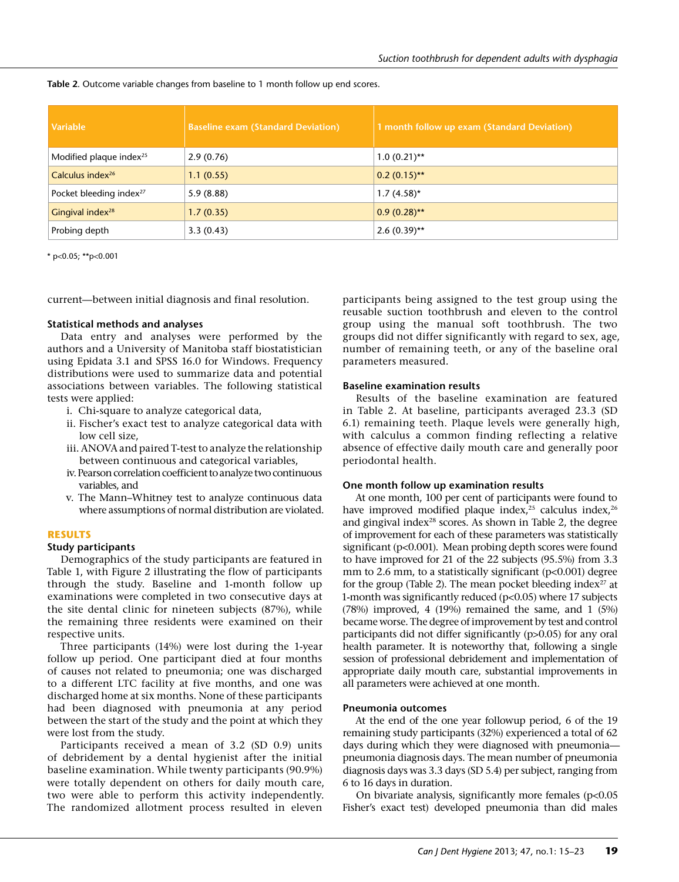**Table 2**. Outcome variable changes from baseline to 1 month follow up end scores.

| Variable | Baseline exam (Standard Deviation) | 1 month follow up exam (Standard Deviation) |
|---|---|---|
| Modified plaque index[25] | 2.9 (0.76) | 1.0 (0.21)** |
| Calculus index[26] | 1.1 (0.55) | 0.2 (0.15)** |
| Pocket bleeding index[27] | 5.9 (8.88) | 1.7 (4.58)* |
| Gingival index[28] | 1.7 (0.35) | 0.9 (0.28)** |
| Probing depth | 3.3 (0.43) | 2.6 (0.39)** |

* $p<0.05$; ** $p<0.001$

current—between initial diagnosis and final resolution.

### Statistical methods and analyses

Data entry and analyses were performed by the authors and a University of Manitoba staff biostatistician using Epidata 3.1 and SPSS 16.0 for Windows. Frequency distributions were used to summarize data and potential associations between variables. The following statistical tests were applied:

i. Chi-square to analyze categorical data,
ii. Fischer's exact test to analyze categorical data with low cell size,
iii. ANOVA and paired T-test to analyze the relationship between continuous and categorical variables,
iv. Pearson correlation coefficient to analyze two continuous variables, and
v. The Mann–Whitney test to analyze continuous data where assumptions of normal distribution are violated.

## RESULTS

### Study participants

Demographics of the study participants are featured in Table 1, with Figure 2 illustrating the flow of participants through the study. Baseline and 1-month follow up examinations were completed in two consecutive days at the site dental clinic for nineteen subjects (87%), while the remaining three residents were examined on their respective units.

Three participants (14%) were lost during the 1-year follow up period. One participant died at four months of causes not related to pneumonia; one was discharged to a different LTC facility at five months, and one was discharged home at six months. None of these participants had been diagnosed with pneumonia at any period between the start of the study and the point at which they were lost from the study.

Participants received a mean of 3.2 (SD 0.9) units of debridement by a dental hygienist after the initial baseline examination. While twenty participants (90.9%) were totally dependent on others for daily mouth care, two were able to perform this activity independently. The randomized allotment process resulted in eleven participants being assigned to the test group using the reusable suction toothbrush and eleven to the control group using the manual soft toothbrush. The two groups did not differ significantly with regard to sex, age, number of remaining teeth, or any of the baseline oral parameters measured.

### Baseline examination results

Results of the baseline examination are featured in Table 2. At baseline, participants averaged 23.3 (SD 6.1) remaining teeth. Plaque levels were generally high, with calculus a common finding reflecting a relative absence of effective daily mouth care and generally poor periodontal health.

### One month follow up examination results

At one month, 100 per cent of participants were found to have improved modified plaque index,[25] calculus index,[26] and gingival index[28] scores. As shown in Table 2, the degree of improvement for each of these parameters was statistically significant ($p<0.001$). Mean probing depth scores were found to have improved for 21 of the 22 subjects (95.5%) from 3.3 mm to 2.6 mm, to a statistically significant ($p<0.001$) degree for the group (Table 2). The mean pocket bleeding index[27] at 1-month was significantly reduced ($p<0.05$) where 17 subjects (78%) improved, 4 (19%) remained the same, and 1 (5%) became worse. The degree of improvement by test and control participants did not differ significantly ($p>0.05$) for any oral health parameter. It is noteworthy that, following a single session of professional debridement and implementation of appropriate daily mouth care, substantial improvements in all parameters were achieved at one month.

### Pneumonia outcomes

At the end of the one year followup period, 6 of the 19 remaining study participants (32%) experienced a total of 62 days during which they were diagnosed with pneumonia—pneumonia diagnosis days. The mean number of pneumonia diagnosis days was 3.3 days (SD 5.4) per subject, ranging from 6 to 16 days in duration.

On bivariate analysis, significantly more females ($p<0.05$ Fisher's exact test) developed pneumonia than did males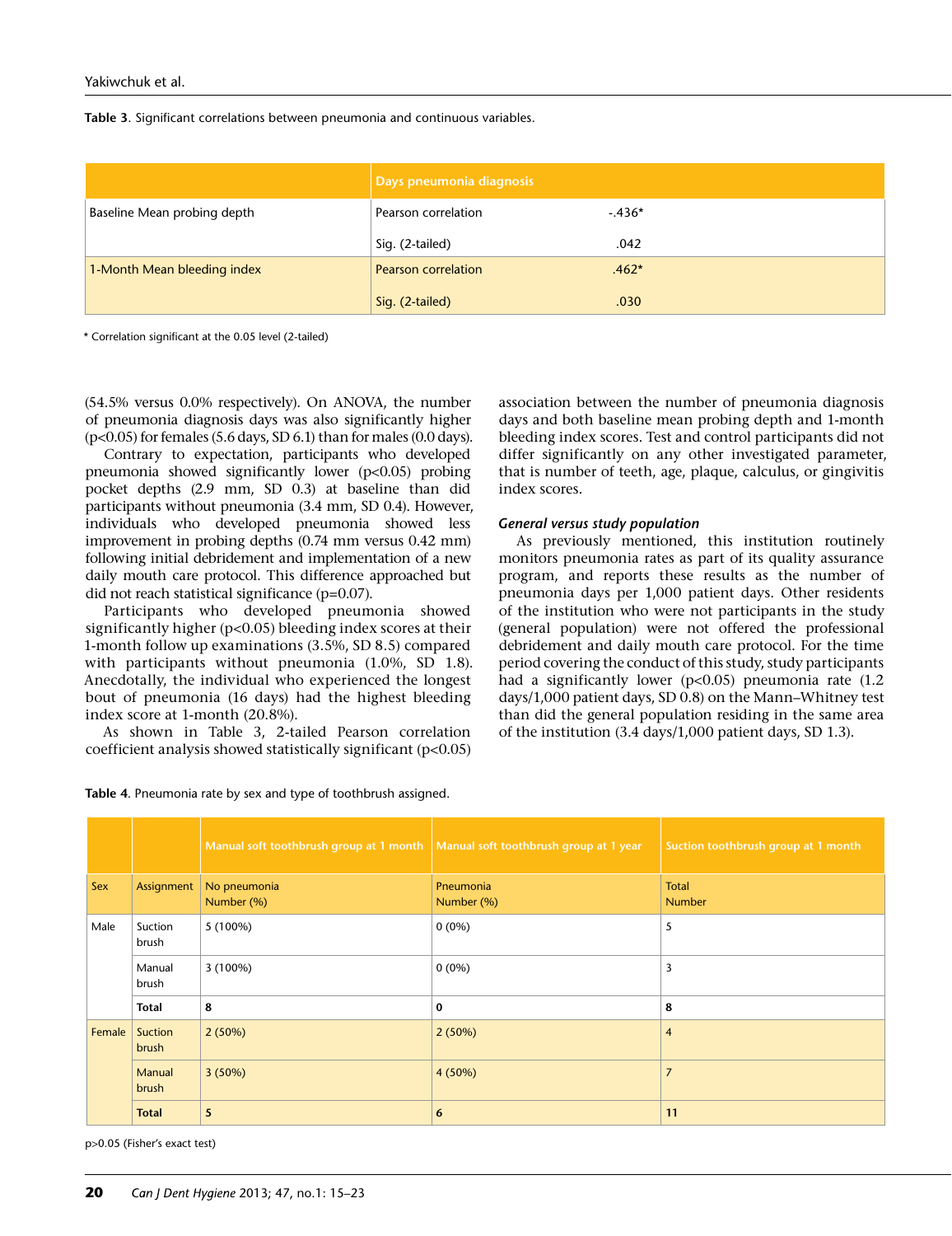**Table 3**. Significant correlations between pneumonia and continuous variables.

| | Days pneumonia diagnosis | |
|---|---|---|
| Baseline Mean probing depth | Pearson correlation | -.436* |
| | Sig. (2-tailed) | .042 |
| 1-Month Mean bleeding index | Pearson correlation | .462* |
| | Sig. (2-tailed) | .030 |

* Correlation significant at the 0.05 level (2-tailed)

(54.5% versus 0.0% respectively). On ANOVA, the number of pneumonia diagnosis days was also significantly higher ($p<0.05$) for females (5.6 days, SD 6.1) than for males (0.0 days).

Contrary to expectation, participants who developed pneumonia showed significantly lower ($p<0.05$) probing pocket depths (2.9 mm, SD 0.3) at baseline than did participants without pneumonia (3.4 mm, SD 0.4). However, individuals who developed pneumonia showed less improvement in probing depths (0.74 mm versus 0.42 mm) following initial debridement and implementation of a new daily mouth care protocol. This difference approached but did not reach statistical significance ($p=0.07$).

Participants who developed pneumonia showed significantly higher ($p<0.05$) bleeding index scores at their 1-month follow up examinations (3.5%, SD 8.5) compared with participants without pneumonia (1.0%, SD 1.8). Anecdotally, the individual who experienced the longest bout of pneumonia (16 days) had the highest bleeding index score at 1-month (20.8%).

As shown in Table 3, 2-tailed Pearson correlation coefficient analysis showed statistically significant ($p<0.05$) association between the number of pneumonia diagnosis days and both baseline mean probing depth and 1-month bleeding index scores. Test and control participants did not differ significantly on any other investigated parameter, that is number of teeth, age, plaque, calculus, or gingivitis index scores.

### *General versus study population*

As previously mentioned, this institution routinely monitors pneumonia rates as part of its quality assurance program, and reports these results as the number of pneumonia days per 1,000 patient days. Other residents of the institution who were not participants in the study (general population) were not offered the professional debridement and daily mouth care protocol. For the time period covering the conduct of this study, study participants had a significantly lower ($p<0.05$) pneumonia rate (1.2 days/1,000 patient days, SD 0.8) on the Mann–Whitney test than did the general population residing in the same area of the institution (3.4 days/1,000 patient days, SD 1.3).

**Table 4**. Pneumonia rate by sex and type of toothbrush assigned.

| | | Manual soft toothbrush group at 1 month | Manual soft toothbrush group at 1 year | Suction toothbrush group at 1 month |
|---|---|---|---|---|
| Sex | Assignment | No pneumonia Number (%) | Pneumonia Number (%) | Total Number |
| Male | Suction brush | 5 (100%) | 0 (0%) | 5 |
| | Manual brush | 3 (100%) | 0 (0%) | 3 |
| | **Total** | **8** | **0** | **8** |
| Female | Suction brush | 2 (50%) | 2 (50%) | 4 |
| | Manual brush | 3 (50%) | 4 (50%) | 7 |
| | **Total** | **5** | **6** | **11** |

p>0.05 (Fisher's exact test)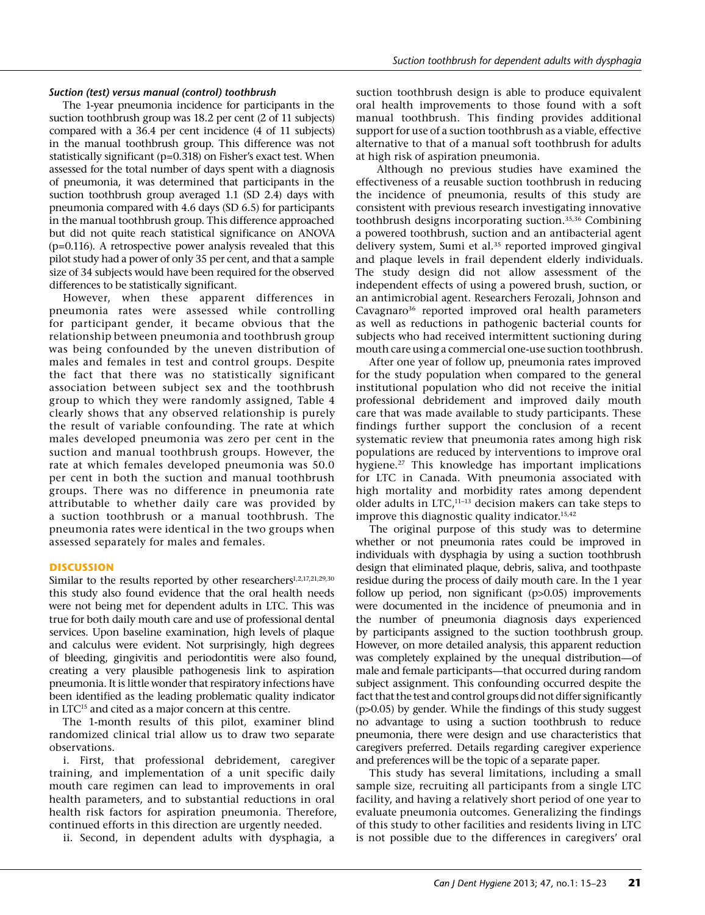### *Suction (test) versus manual (control) toothbrush*

The 1-year pneumonia incidence for participants in the suction toothbrush group was 18.2 per cent (2 of 11 subjects) compared with a 36.4 per cent incidence (4 of 11 subjects) in the manual toothbrush group. This difference was not statistically significant ($p=0.318$) on Fisher's exact test. When assessed for the total number of days spent with a diagnosis of pneumonia, it was determined that participants in the suction toothbrush group averaged 1.1 (SD 2.4) days with pneumonia compared with 4.6 days (SD 6.5) for participants in the manual toothbrush group. This difference approached but did not quite reach statistical significance on ANOVA ($p=0.116$). A retrospective power analysis revealed that this pilot study had a power of only 35 per cent, and that a sample size of 34 subjects would have been required for the observed differences to be statistically significant.

However, when these apparent differences in pneumonia rates were assessed while controlling for participant gender, it became obvious that the relationship between pneumonia and toothbrush group was being confounded by the uneven distribution of males and females in test and control groups. Despite the fact that there was no statistically significant association between subject sex and the toothbrush group to which they were randomly assigned, Table 4 clearly shows that any observed relationship is purely the result of variable confounding. The rate at which males developed pneumonia was zero per cent in the suction and manual toothbrush groups. However, the rate at which females developed pneumonia was 50.0 per cent in both the suction and manual toothbrush groups. There was no difference in pneumonia rate attributable to whether daily care was provided by a suction toothbrush or a manual toothbrush. The pneumonia rates were identical in the two groups when assessed separately for males and females.

## DISCUSSION

Similar to the results reported by other researchers[1,2,17,21,29,30] this study also found evidence that the oral health needs were not being met for dependent adults in LTC. This was true for both daily mouth care and use of professional dental services. Upon baseline examination, high levels of plaque and calculus were evident. Not surprisingly, high degrees of bleeding, gingivitis and periodontitis were also found, creating a very plausible pathogenesis link to aspiration pneumonia. It is little wonder that respiratory infections have been identified as the leading problematic quality indicator in LTC[15] and cited as a major concern at this centre.

The 1-month results of this pilot, examiner blind randomized clinical trial allow us to draw two separate observations.

i. First, that professional debridement, caregiver training, and implementation of a unit specific daily mouth care regimen can lead to improvements in oral health parameters, and to substantial reductions in oral health risk factors for aspiration pneumonia. Therefore, continued efforts in this direction are urgently needed.

ii. Second, in dependent adults with dysphagia, a suction toothbrush design is able to produce equivalent oral health improvements to those found with a soft manual toothbrush. This finding provides additional support for use of a suction toothbrush as a viable, effective alternative to that of a manual soft toothbrush for adults at high risk of aspiration pneumonia.

Although no previous studies have examined the effectiveness of a reusable suction toothbrush in reducing the incidence of pneumonia, results of this study are consistent with previous research investigating innovative toothbrush designs incorporating suction.[35,36] Combining a powered toothbrush, suction and an antibacterial agent delivery system, Sumi et al.[35] reported improved gingival and plaque levels in frail dependent elderly individuals. The study design did not allow assessment of the independent effects of using a powered brush, suction, or an antimicrobial agent. Researchers Ferozali, Johnson and Cavagnaro[36] reported improved oral health parameters as well as reductions in pathogenic bacterial counts for subjects who had received intermittent suctioning during mouth care using a commercial one-use suction toothbrush.

After one year of follow up, pneumonia rates improved for the study population when compared to the general institutional population who did not receive the initial professional debridement and improved daily mouth care that was made available to study participants. These findings further support the conclusion of a recent systematic review that pneumonia rates among high risk populations are reduced by interventions to improve oral hygiene.[27] This knowledge has important implications for LTC in Canada. With pneumonia associated with high mortality and morbidity rates among dependent older adults in LTC,[11–13] decision makers can take steps to improve this diagnostic quality indicator.[15,42]

The original purpose of this study was to determine whether or not pneumonia rates could be improved in individuals with dysphagia by using a suction toothbrush design that eliminated plaque, debris, saliva, and toothpaste residue during the process of daily mouth care. In the 1 year follow up period, non significant ($p>0.05$) improvements were documented in the incidence of pneumonia and in the number of pneumonia diagnosis days experienced by participants assigned to the suction toothbrush group. However, on more detailed analysis, this apparent reduction was completely explained by the unequal distribution—of male and female participants—that occurred during random subject assignment. This confounding occurred despite the fact that the test and control groups did not differ significantly ($p>0.05$) by gender. While the findings of this study suggest no advantage to using a suction toothbrush to reduce pneumonia, there were design and use characteristics that caregivers preferred. Details regarding caregiver experience and preferences will be the topic of a separate paper.

This study has several limitations, including a small sample size, recruiting all participants from a single LTC facility, and having a relatively short period of one year to evaluate pneumonia outcomes. Generalizing the findings of this study to other facilities and residents living in LTC is not possible due to the differences in caregivers' oral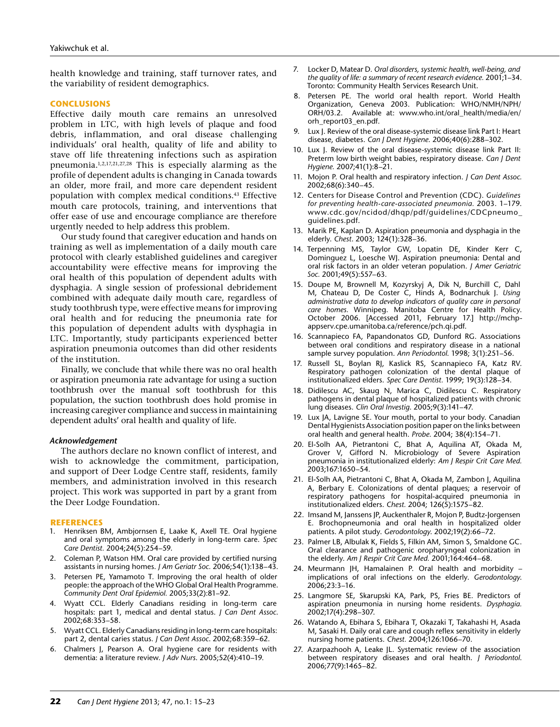health knowledge and training, staff turnover rates, and the variability of resident demographics.

## CONCLUSIONS

Effective daily mouth care remains an unresolved problem in LTC, with high levels of plaque and food debris, inflammation, and oral disease challenging individuals' oral health, quality of life and ability to stave off life threatening infections such as aspiration pneumonia.[1,2,17,21,27,28] This is especially alarming as the profile of dependent adults is changing in Canada towards an older, more frail, and more care dependent resident population with complex medical conditions.[43] Effective mouth care protocols, training, and interventions that offer ease of use and encourage compliance are therefore urgently needed to help address this problem.

Our study found that caregiver education and hands on training as well as implementation of a daily mouth care protocol with clearly established guidelines and caregiver accountability were effective means for improving the oral health of this population of dependent adults with dysphagia. A single session of professional debridement combined with adequate daily mouth care, regardless of study toothbrush type, were effective means for improving oral health and for reducing the pneumonia rate for this population of dependent adults with dysphagia in LTC. Importantly, study participants experienced better aspiration pneumonia outcomes than did other residents of the institution.

Finally, we conclude that while there was no oral health or aspiration pneumonia rate advantage for using a suction toothbrush over the manual soft toothbrush for this population, the suction toothbrush does hold promise in increasing caregiver compliance and success in maintaining dependent adults' oral health and quality of life.

### *Acknowledgement*

The authors declare no known conflict of interest, and wish to acknowledge the commitment, participation, and support of Deer Lodge Centre staff, residents, family members, and administration involved in this research project. This work was supported in part by a grant from the Deer Lodge Foundation.

## REFERENCES

1. Henriksen BM, Ambjornsen E, Laake K, Axell TE. Oral hygiene and oral symptoms among the elderly in long-term care. *Spec Care Dentist.* 2004;24(5):254–59.
2. Coleman P, Watson HM. Oral care provided by certified nursing assistants in nursing homes. *J Am Geriatr Soc.* 2006;54(1):138–43.
3. Petersen PE, Yamamoto T. Improving the oral health of older people: the approach of the WHO Global Oral Health Programme. *Community Dent Oral Epidemiol.* 2005;33(2):81–92.
4. Wyatt CCL. Elderly Canadians residing in long-term care hospitals: part 1, medical and dental status. *J Can Dent Assoc.* 2002;68:353–58.
5. Wyatt CCL. Elderly Canadians residing in long-term care hospitals: part 2, dental caries status. *J Can Dent Assoc.* 2002;68:359–62.
6. Chalmers J, Pearson A. Oral hygiene care for residents with dementia: a literature review. *J Adv Nurs.* 2005;52(4):410–19.
7. Locker D, Matear D. *Oral disorders, systemic health, well-being, and the quality of life: a summary of recent research evidence.* 2001;1–34. Toronto: Community Health Services Research Unit.
8. Petersen PE. The world oral health report. World Health Organization, Geneva 2003. Publication: WHO/NMH/NPH/ORH/03.2. Available at: www.who.int/oral_health/media/en/orh_report03_en.pdf.
9. Lux J. Review of the oral disease-systemic disease link Part I: Heart disease, diabetes. *Can J Dent Hygiene.* 2006;40(6):288–302.
10. Lux J. Review of the oral disease-systemic disease link Part II: Preterm low birth weight babies, respiratory disease. *Can J Dent Hygiene.* 2007;41(1):8–21.
11. Mojon P. Oral health and respiratory infection. *J Can Dent Assoc.* 2002;68(6):340–45.
12. Centers for Disease Control and Prevention (CDC). *Guidelines for preventing health-care-associated pneumonia.* 2003. 1–179. www.cdc.gov/ncidod/dhqp/pdf/guidelines/CDCpneumo_guidelines.pdf.
13. Marik PE, Kaplan D. Aspiration pneumonia and dysphagia in the elderly. *Chest.* 2003; 124(1):328–36.
14. Terpenning MS, Taylor GW, Lopatin DE, Kinder Kerr C, Dominguez L, Loesche WJ. Aspiration pneumonia: Dental and oral risk factors in an older veteran population. *J Amer Geriatric Soc.* 2001;49(5):557–63.
15. Doupe M, Brownell M, Kozyrskyj A, Dik N, Burchill C, Dahl M, Chateau D, De Coster C, Hinds A, Bodnarchuk J. *Using administrative data to develop indicators of quality care in personal care homes.* Winnipeg. Manitoba Centre for Health Policy. October 2006. [Accessed 2011, February 17.] http://mchp-appserv.cpe.umanitoba.ca/reference/pch.qi.pdf.
16. Scannapieco FA, Papandonatos GD, Dunford RG. Associations between oral conditions and respiratory disease in a national sample survey population. *Ann Periodontol.* 1998; 3(1):251–56.
17. Russell SL, Boylan RJ, Kaslick RS, Scannapieco FA, Katz RV. Respiratory pathogen colonization of the dental plaque of institutionalized elders. *Spec Care Dentist.* 1999; 19(3):128–34.
18. Didilescu AC, Skaug N, Marica C, Didilescu C. Respiratory pathogens in dental plaque of hospitalized patients with chronic lung diseases. *Clin Oral Investig.* 2005;9(3):141–47.
19. Lux JA, Lavigne SE. Your mouth, portal to your body. Canadian Dental Hygienists Association position paper on the links between oral health and general health. *Probe.* 2004; 38(4):154–71.
20. El-Solh AA, Pietrantoni C, Bhat A, Aquilina AT, Okada M, Grover V, Gifford N. Microbiology of Severe Aspiration pneumonia in institutionalized elderly: *Am J Respir Crit Care Med.* 2003;167:1650–54.
21. El-Solh AA, Pietrantoni C, Bhat A, Okada M, Zambon J, Aquilina A, Berbary E. Colonizations of dental plaques; a reservoir of respiratory pathogens for hospital-acquired pneumonia in institutionalized elders. *Chest.* 2004; 126(5):1575–82.
22. Imsand M, Janssens JP, Auckenthaler R, Mojon P, Budtz-Jorgensen E. Brochopneumonia and oral health in hospitalized older patients. A pilot study. *Gerodontology.* 2002;19(2):66–72.
23. Palmer LB, Albulak K, Fields S, Filkin AM, Simon S, Smaldone GC. Oral clearance and pathogenic oropharyngeal colonization in the elderly. *Am J Respir Crit Care Med.* 2001;164:464–68.
24. Meurmann JH, Hamalainen P. Oral health and morbidity – implications of oral infections on the elderly. *Gerodontology.* 2006;23:3–16.
25. Langmore SE, Skarupski KA, Park, PS, Fries BE. Predictors of aspiration pneumonia in nursing home residents. *Dysphagia.* 2002;17(4):298–307.
26. Watando A, Ebihara S, Ebihara T, Okazaki T, Takahashi H, Asada M, Sasaki H. Daily oral care and cough reflex sensitivity in elderly nursing home patients. *Chest.* 2004;126:1066–70.
27. Azarpazhooh A, Leake JL. Systematic review of the association between respiratory diseases and oral health. *J Periodontol.* 2006;77(9):1465–82.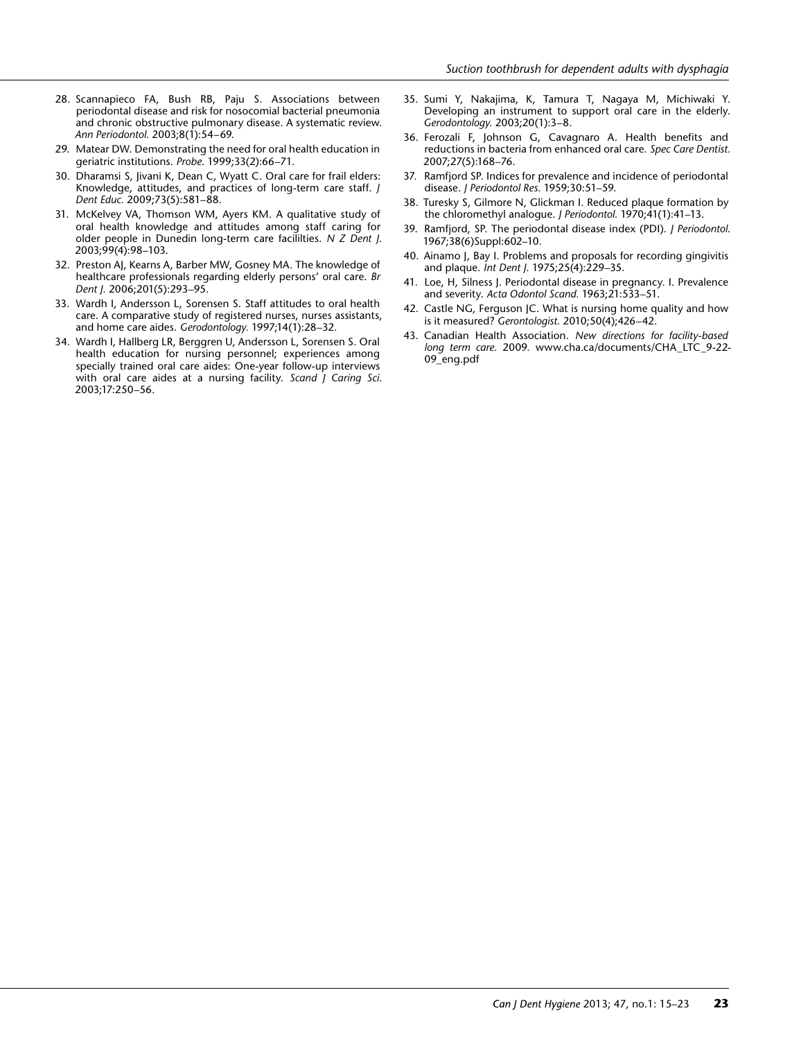28. Scannapieco FA, Bush RB, Paju S. Associations between periodontal disease and risk for nosocomial bacterial pneumonia and chronic obstructive pulmonary disease. A systematic review. *Ann Periodontol.* 2003;8(1):54–69.
29. Matear DW. Demonstrating the need for oral health education in geriatric institutions. *Probe.* 1999;33(2):66–71.
30. Dharamsi S, Jivani K, Dean C, Wyatt C. Oral care for frail elders: Knowledge, attitudes, and practices of long-term care staff. *J Dent Educ.* 2009;73(5):581–88.
31. McKelvey VA, Thomson WM, Ayers KM. A qualitative study of oral health knowledge and attitudes among staff caring for older people in Dunedin long-term care facililties. *N Z Dent J.* 2003;99(4):98–103.
32. Preston AJ, Kearns A, Barber MW, Gosney MA. The knowledge of healthcare professionals regarding elderly persons' oral care. *Br Dent J.* 2006;201(5):293–95.
33. Wardh I, Andersson L, Sorensen S. Staff attitudes to oral health care. A comparative study of registered nurses, nurses assistants, and home care aides. *Gerodontology.* 1997;14(1):28–32.
34. Wardh I, Hallberg LR, Berggren U, Andersson L, Sorensen S. Oral health education for nursing personnel; experiences among specially trained oral care aides: One-year follow-up interviews with oral care aides at a nursing facility. *Scand J Caring Sci.* 2003;17:250–56.
35. Sumi Y, Nakajima, K, Tamura T, Nagaya M, Michiwaki Y. Developing an instrument to support oral care in the elderly. *Gerodontology.* 2003;20(1):3–8.
36. Ferozali F, Johnson G, Cavagnaro A. Health benefits and reductions in bacteria from enhanced oral care. *Spec Care Dentist.* 2007;27(5):168–76.
37. Ramfjord SP. Indices for prevalence and incidence of periodontal disease. *J Periodontol Res.* 1959;30:51–59.
38. Turesky S, Gilmore N, Glickman I. Reduced plaque formation by the chloromethyl analogue. *J Periodontol.* 1970;41(1):41–13.
39. Ramfjord, SP. The periodontal disease index (PDI). *J Periodontol.* 1967;38(6)Suppl:602–10.
40. Ainamo J, Bay I. Problems and proposals for recording gingivitis and plaque. *Int Dent J.* 1975;25(4):229–35.
41. Loe, H, Silness J. Periodontal disease in pregnancy. I. Prevalence and severity. *Acta Odontol Scand.* 1963;21:533–51.
42. Castle NG, Ferguson JC. What is nursing home quality and how is it measured? *Gerontologist.* 2010;50(4);426–42.
43. Canadian Health Association. *New directions for facility-based long term care.* 2009. www.cha.ca/documents/CHA_LTC_9-22-09_eng.pdf